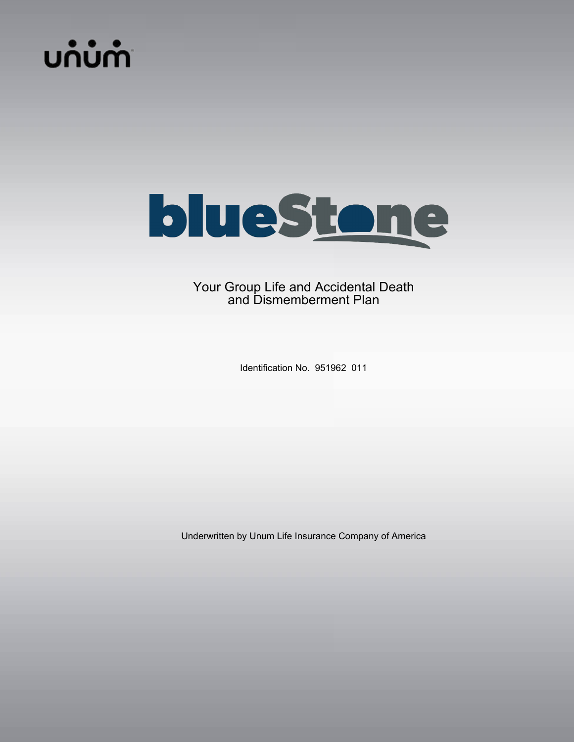unum

blueStone

# Your Group Life and Accidental Death and Dismemberment Plan

Identification No. 951962 011

Underwritten by Unum Life Insurance Company of America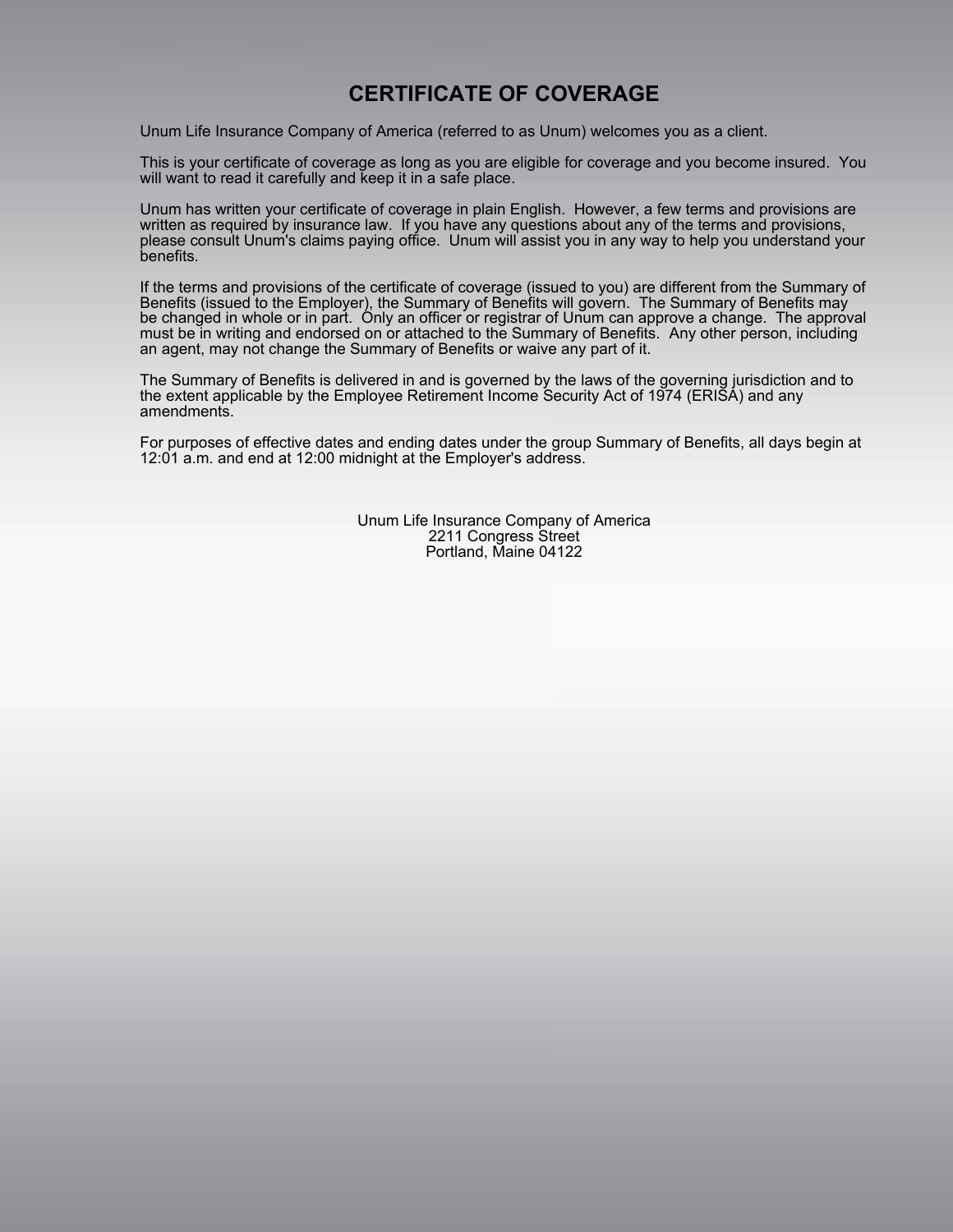# CERTIFICATE OF COVERAGE

Unum Life Insurance Company of America (referred to as Unum) welcomes you as a client.

This is your certificate of coverage as long as you are eligible for coverage and you become insured. You will want to read it carefully and keep it in a safe place.

Unum has written your certificate of coverage in plain English. However, a few terms and provisions are written as required by insurance law. If you have any questions about any of the terms and provisions, please consult Unum's claims paying office. Unum will assist you in any way to help you understand your benefits.

If the terms and provisions of the certificate of coverage (issued to you) are different from the Summary of Benefits (issued to the Employer), the Summary of Benefits will govern. The Summary of Benefits may be changed in whole or in part. Only an officer or registrar of Unum can approve a change. The approval must be in writing and endorsed on or attached to the Summary of Benefits. Any other person, including an agent, may not change the Summary of Benefits or waive any part of it.

The Summary of Benefits is delivered in and is governed by the laws of the governing jurisdiction and to the extent applicable by the Employee Retirement Income Security Act of 1974 (ERISA) and any amendments.

For purposes of effective dates and ending dates under the group Summary of Benefits, all days begin at 12:01 a.m. and end at 12:00 midnight at the Employer's address.

Unum Life Insurance Company of America
2211 Congress Street
Portland, Maine 04122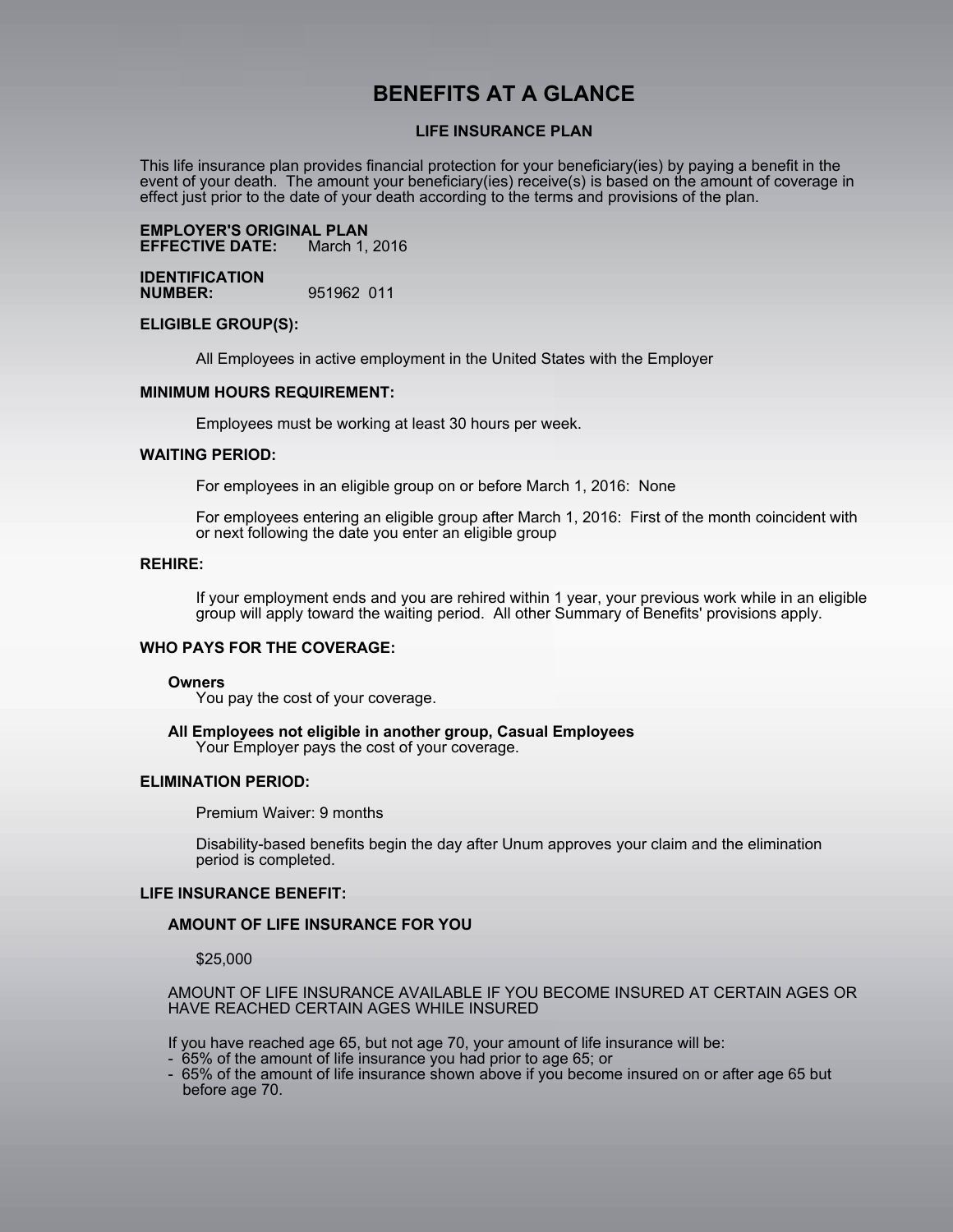# BENEFITS AT A GLANCE

## LIFE INSURANCE PLAN

This life insurance plan provides financial protection for your beneficiary(ies) by paying a benefit in the event of your death. The amount your beneficiary(ies) receive(s) is based on the amount of coverage in effect just prior to the date of your death according to the terms and provisions of the plan.

**EMPLOYER'S ORIGINAL PLAN EFFECTIVE DATE:** March 1, 2016

**IDENTIFICATION NUMBER:** 951962 011

**ELIGIBLE GROUP(S):**

All Employees in active employment in the United States with the Employer

**MINIMUM HOURS REQUIREMENT:**

Employees must be working at least 30 hours per week.

**WAITING PERIOD:**

For employees in an eligible group on or before March 1, 2016: None

For employees entering an eligible group after March 1, 2016: First of the month coincident with or next following the date you enter an eligible group

**REHIRE:**

If your employment ends and you are rehired within 1 year, your previous work while in an eligible group will apply toward the waiting period. All other Summary of Benefits' provisions apply.

**WHO PAYS FOR THE COVERAGE:**

**Owners**
You pay the cost of your coverage.

**All Employees not eligible in another group, Casual Employees**
Your Employer pays the cost of your coverage.

**ELIMINATION PERIOD:**

Premium Waiver: 9 months

Disability-based benefits begin the day after Unum approves your claim and the elimination period is completed.

**LIFE INSURANCE BENEFIT:**

**AMOUNT OF LIFE INSURANCE FOR YOU**

$25,000

AMOUNT OF LIFE INSURANCE AVAILABLE IF YOU BECOME INSURED AT CERTAIN AGES OR HAVE REACHED CERTAIN AGES WHILE INSURED

If you have reached age 65, but not age 70, your amount of life insurance will be:
- 65% of the amount of life insurance you had prior to age 65; or
- 65% of the amount of life insurance shown above if you become insured on or after age 65 but before age 70.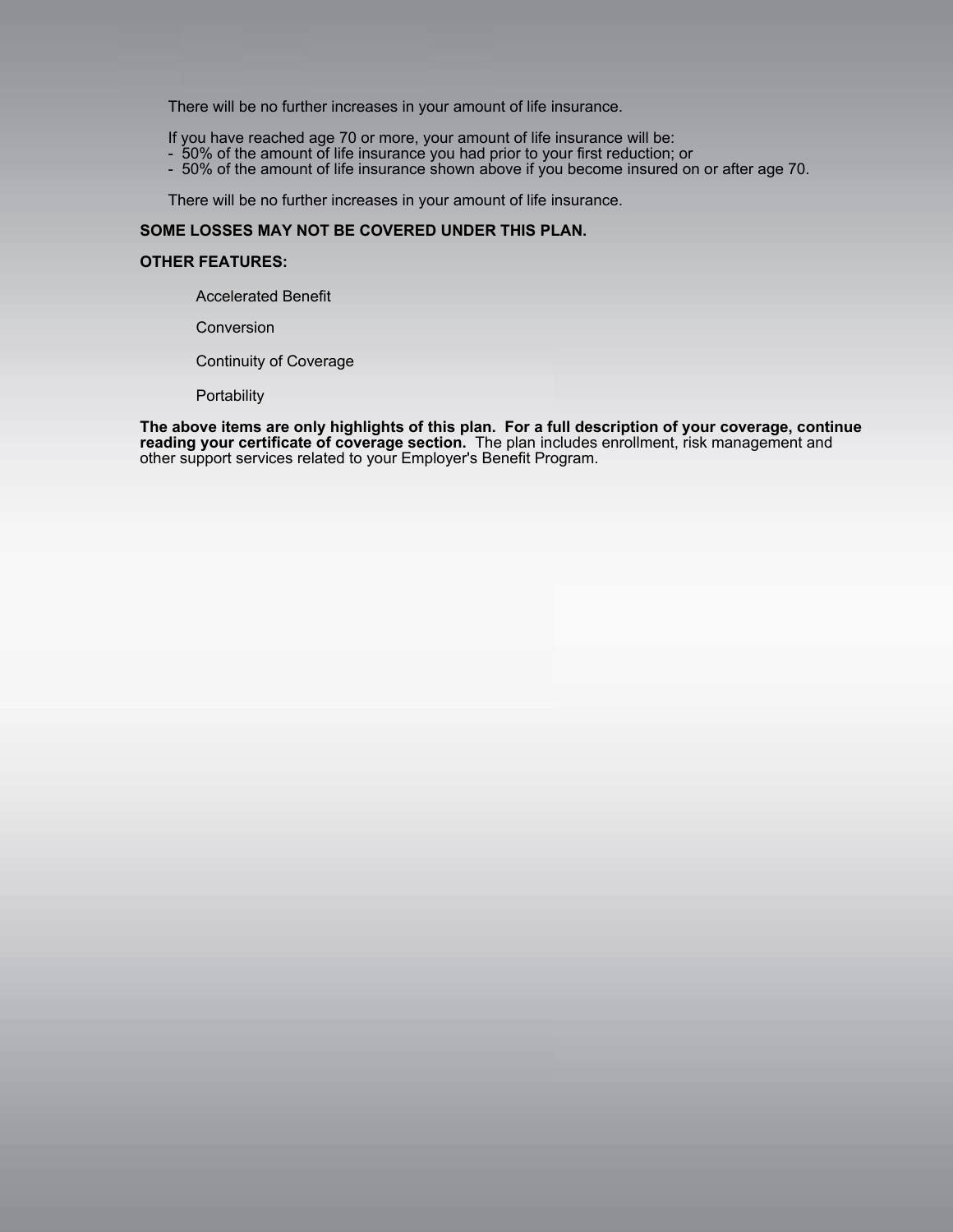There will be no further increases in your amount of life insurance.

If you have reached age 70 or more, your amount of life insurance will be:
- 50% of the amount of life insurance you had prior to your first reduction; or
- 50% of the amount of life insurance shown above if you become insured on or after age 70.

There will be no further increases in your amount of life insurance.

**SOME LOSSES MAY NOT BE COVERED UNDER THIS PLAN.**

**OTHER FEATURES:**

Accelerated Benefit

Conversion

Continuity of Coverage

Portability

**The above items are only highlights of this plan. For a full description of your coverage, continue reading your certificate of coverage section.** The plan includes enrollment, risk management and other support services related to your Employer's Benefit Program.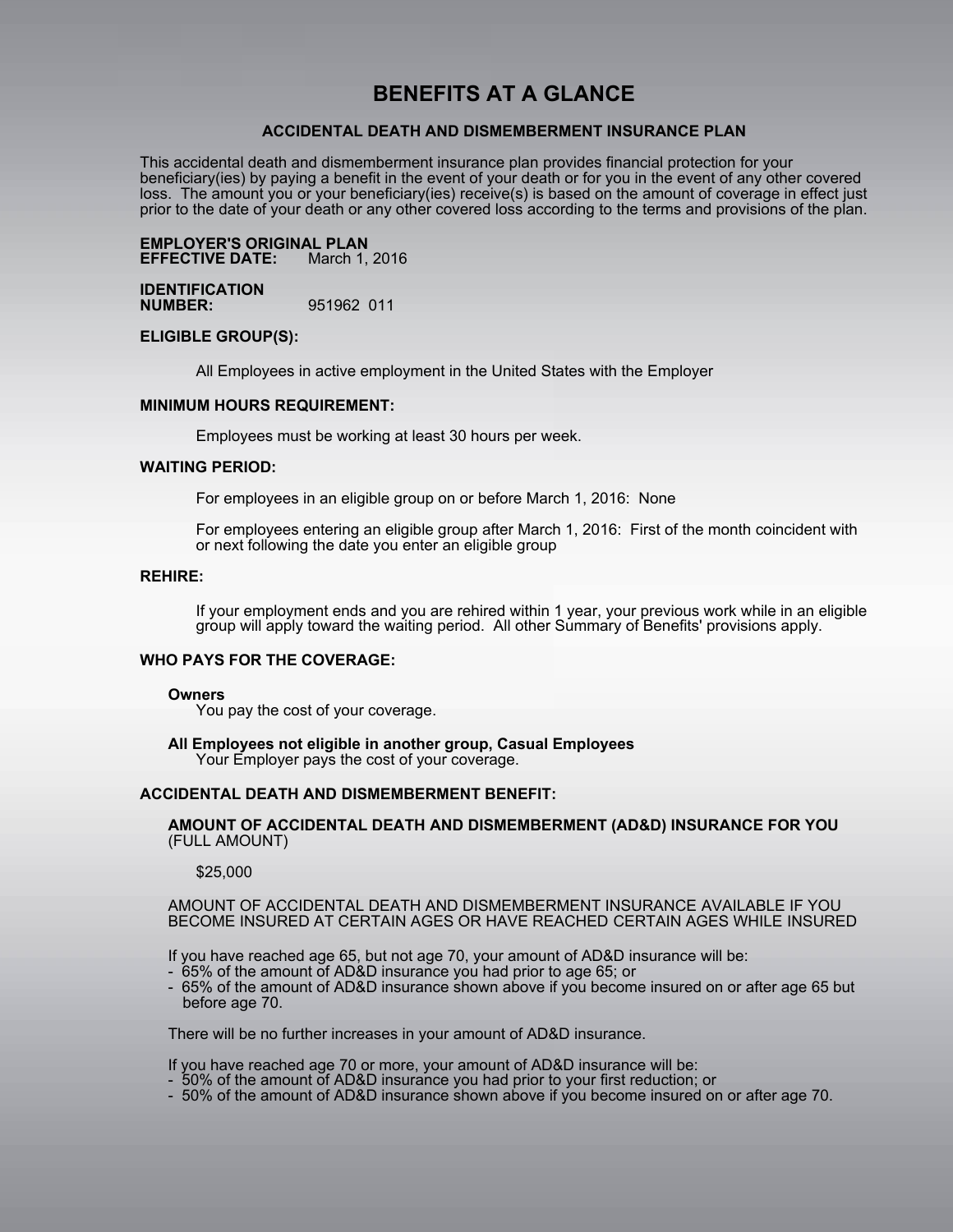# BENEFITS AT A GLANCE

## ACCIDENTAL DEATH AND DISMEMBERMENT INSURANCE PLAN

This accidental death and dismemberment insurance plan provides financial protection for your beneficiary(ies) by paying a benefit in the event of your death or for you in the event of any other covered loss. The amount you or your beneficiary(ies) receive(s) is based on the amount of coverage in effect just prior to the date of your death or any other covered loss according to the terms and provisions of the plan.

**EMPLOYER'S ORIGINAL PLAN EFFECTIVE DATE:** March 1, 2016

**IDENTIFICATION NUMBER:** 951962 011

**ELIGIBLE GROUP(S):**

All Employees in active employment in the United States with the Employer

**MINIMUM HOURS REQUIREMENT:**

Employees must be working at least 30 hours per week.

**WAITING PERIOD:**

For employees in an eligible group on or before March 1, 2016: None

For employees entering an eligible group after March 1, 2016: First of the month coincident with or next following the date you enter an eligible group

**REHIRE:**

If your employment ends and you are rehired within 1 year, your previous work while in an eligible group will apply toward the waiting period. All other Summary of Benefits' provisions apply.

**WHO PAYS FOR THE COVERAGE:**

**Owners**
You pay the cost of your coverage.

**All Employees not eligible in another group, Casual Employees**
Your Employer pays the cost of your coverage.

**ACCIDENTAL DEATH AND DISMEMBERMENT BENEFIT:**

**AMOUNT OF ACCIDENTAL DEATH AND DISMEMBERMENT (AD&D) INSURANCE FOR YOU** (FULL AMOUNT)

$25,000

AMOUNT OF ACCIDENTAL DEATH AND DISMEMBERMENT INSURANCE AVAILABLE IF YOU BECOME INSURED AT CERTAIN AGES OR HAVE REACHED CERTAIN AGES WHILE INSURED

If you have reached age 65, but not age 70, your amount of AD&D insurance will be:
- 65% of the amount of AD&D insurance you had prior to age 65; or
- 65% of the amount of AD&D insurance shown above if you become insured on or after age 65 but before age 70.

There will be no further increases in your amount of AD&D insurance.

If you have reached age 70 or more, your amount of AD&D insurance will be:
- 50% of the amount of AD&D insurance you had prior to your first reduction; or
- 50% of the amount of AD&D insurance shown above if you become insured on or after age 70.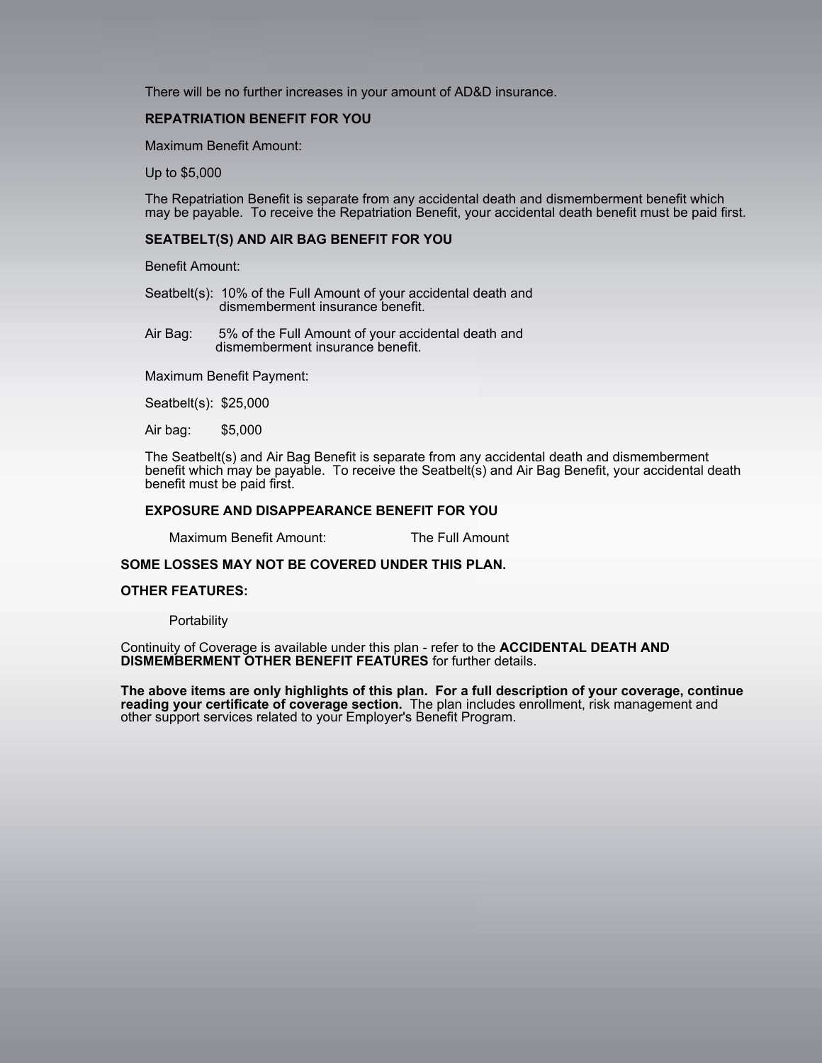There will be no further increases in your amount of AD&D insurance.

**REPATRIATION BENEFIT FOR YOU**

Maximum Benefit Amount:

Up to $5,000

The Repatriation Benefit is separate from any accidental death and dismemberment benefit which may be payable. To receive the Repatriation Benefit, your accidental death benefit must be paid first.

**SEATBELT(S) AND AIR BAG BENEFIT FOR YOU**

Benefit Amount:

Seatbelt(s): 10% of the Full Amount of your accidental death and dismemberment insurance benefit.

Air Bag: 5% of the Full Amount of your accidental death and dismemberment insurance benefit.

Maximum Benefit Payment:

Seatbelt(s): $25,000

Air bag: $5,000

The Seatbelt(s) and Air Bag Benefit is separate from any accidental death and dismemberment benefit which may be payable. To receive the Seatbelt(s) and Air Bag Benefit, your accidental death benefit must be paid first.

**EXPOSURE AND DISAPPEARANCE BENEFIT FOR YOU**

Maximum Benefit Amount: The Full Amount

**SOME LOSSES MAY NOT BE COVERED UNDER THIS PLAN.**

**OTHER FEATURES:**

Portability

Continuity of Coverage is available under this plan - refer to the **ACCIDENTAL DEATH AND DISMEMBERMENT OTHER BENEFIT FEATURES** for further details.

**The above items are only highlights of this plan. For a full description of your coverage, continue reading your certificate of coverage section.** The plan includes enrollment, risk management and other support services related to your Employer's Benefit Program.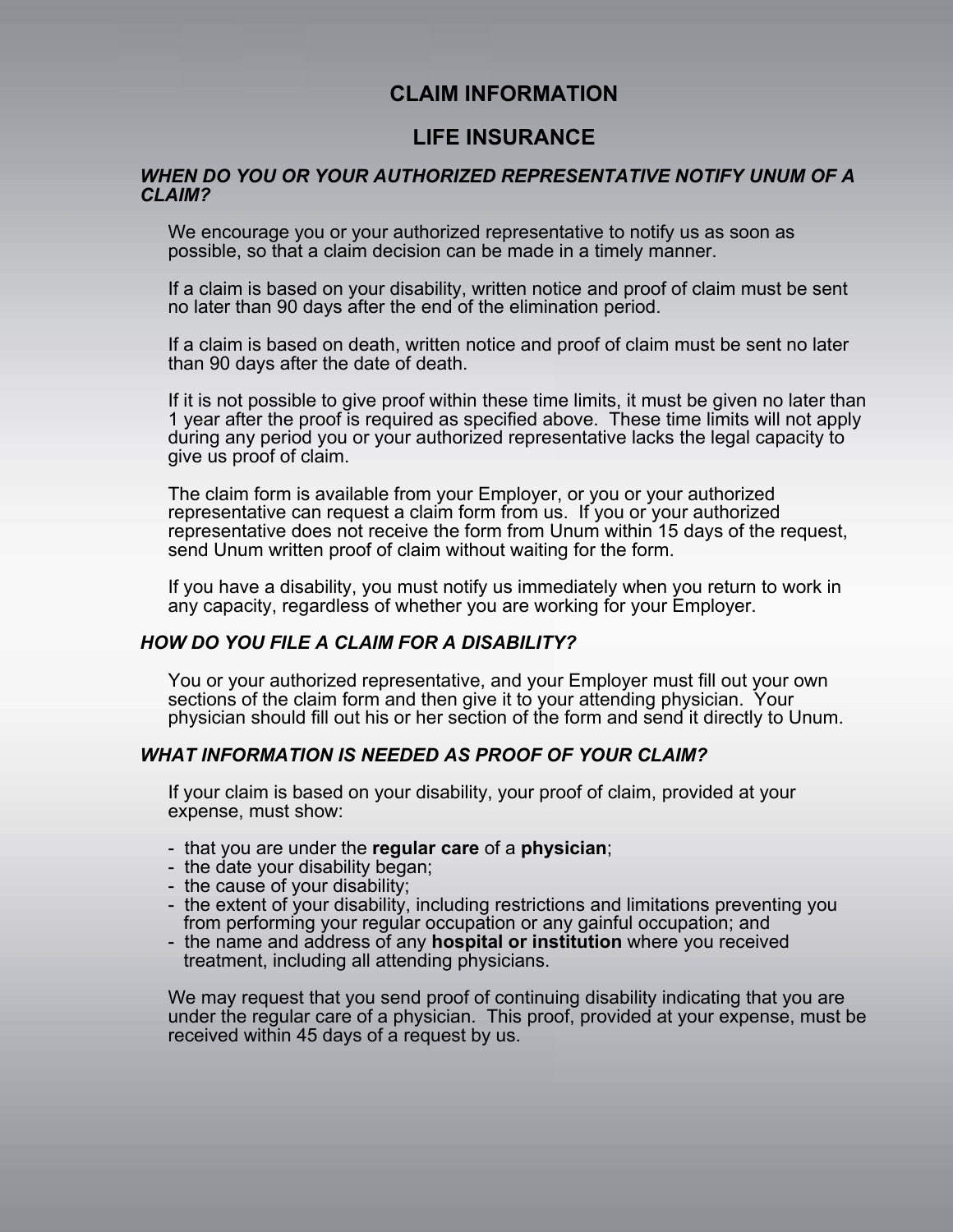# CLAIM INFORMATION

# LIFE INSURANCE

### *WHEN DO YOU OR YOUR AUTHORIZED REPRESENTATIVE NOTIFY UNUM OF A CLAIM?*

We encourage you or your authorized representative to notify us as soon as possible, so that a claim decision can be made in a timely manner.

If a claim is based on your disability, written notice and proof of claim must be sent no later than 90 days after the end of the elimination period.

If a claim is based on death, written notice and proof of claim must be sent no later than 90 days after the date of death.

If it is not possible to give proof within these time limits, it must be given no later than 1 year after the proof is required as specified above. These time limits will not apply during any period you or your authorized representative lacks the legal capacity to give us proof of claim.

The claim form is available from your Employer, or you or your authorized representative can request a claim form from us. If you or your authorized representative does not receive the form from Unum within 15 days of the request, send Unum written proof of claim without waiting for the form.

If you have a disability, you must notify us immediately when you return to work in any capacity, regardless of whether you are working for your Employer.

### *HOW DO YOU FILE A CLAIM FOR A DISABILITY?*

You or your authorized representative, and your Employer must fill out your own sections of the claim form and then give it to your attending physician. Your physician should fill out his or her section of the form and send it directly to Unum.

### *WHAT INFORMATION IS NEEDED AS PROOF OF YOUR CLAIM?*

If your claim is based on your disability, your proof of claim, provided at your expense, must show:

- that you are under the **regular care** of a **physician**;
- the date your disability began;
- the cause of your disability;
- the extent of your disability, including restrictions and limitations preventing you from performing your regular occupation or any gainful occupation; and
- the name and address of any **hospital or institution** where you received treatment, including all attending physicians.

We may request that you send proof of continuing disability indicating that you are under the regular care of a physician. This proof, provided at your expense, must be received within 45 days of a request by us.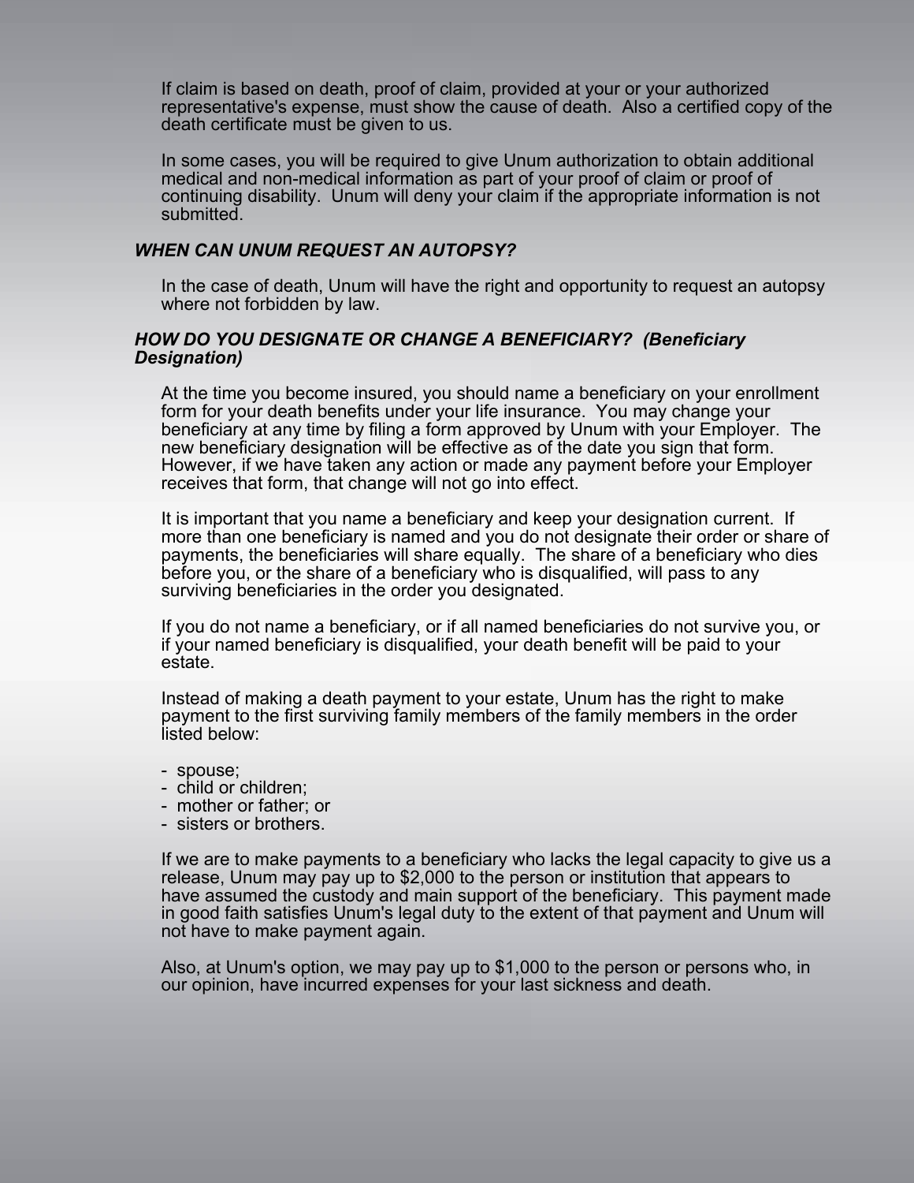If claim is based on death, proof of claim, provided at your or your authorized representative's expense, must show the cause of death. Also a certified copy of the death certificate must be given to us.

In some cases, you will be required to give Unum authorization to obtain additional medical and non-medical information as part of your proof of claim or proof of continuing disability. Unum will deny your claim if the appropriate information is not submitted.

### *WHEN CAN UNUM REQUEST AN AUTOPSY?*

In the case of death, Unum will have the right and opportunity to request an autopsy where not forbidden by law.

### *HOW DO YOU DESIGNATE OR CHANGE A BENEFICIARY? (Beneficiary Designation)*

At the time you become insured, you should name a beneficiary on your enrollment form for your death benefits under your life insurance. You may change your beneficiary at any time by filing a form approved by Unum with your Employer. The new beneficiary designation will be effective as of the date you sign that form. However, if we have taken any action or made any payment before your Employer receives that form, that change will not go into effect.

It is important that you name a beneficiary and keep your designation current. If more than one beneficiary is named and you do not designate their order or share of payments, the beneficiaries will share equally. The share of a beneficiary who dies before you, or the share of a beneficiary who is disqualified, will pass to any surviving beneficiaries in the order you designated.

If you do not name a beneficiary, or if all named beneficiaries do not survive you, or if your named beneficiary is disqualified, your death benefit will be paid to your estate.

Instead of making a death payment to your estate, Unum has the right to make payment to the first surviving family members of the family members in the order listed below:

- spouse;
- child or children;
- mother or father; or
- sisters or brothers.

If we are to make payments to a beneficiary who lacks the legal capacity to give us a release, Unum may pay up to $2,000 to the person or institution that appears to have assumed the custody and main support of the beneficiary. This payment made in good faith satisfies Unum's legal duty to the extent of that payment and Unum will not have to make payment again.

Also, at Unum's option, we may pay up to $1,000 to the person or persons who, in our opinion, have incurred expenses for your last sickness and death.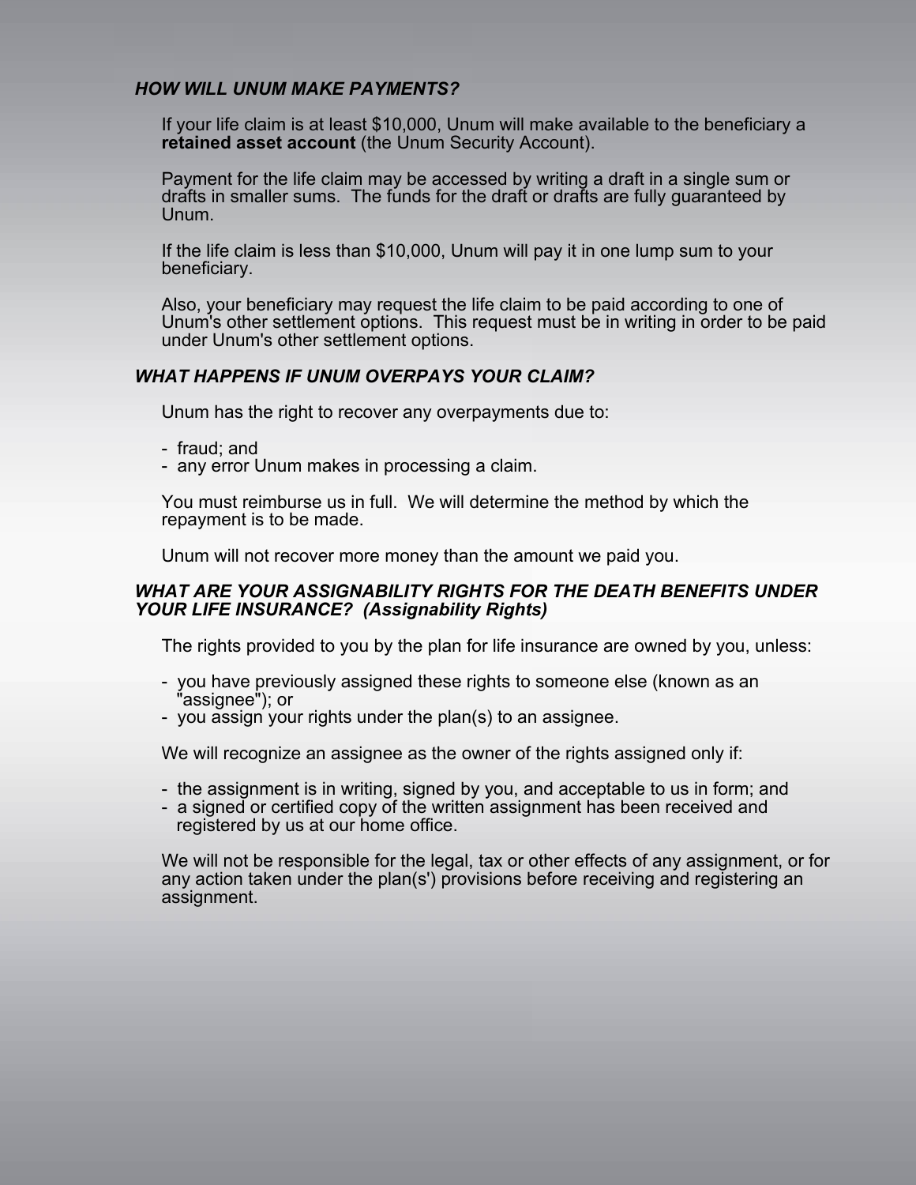### *HOW WILL UNUM MAKE PAYMENTS?*

If your life claim is at least $10,000, Unum will make available to the beneficiary a **retained asset account** (the Unum Security Account).

Payment for the life claim may be accessed by writing a draft in a single sum or drafts in smaller sums. The funds for the draft or drafts are fully guaranteed by Unum.

If the life claim is less than $10,000, Unum will pay it in one lump sum to your beneficiary.

Also, your beneficiary may request the life claim to be paid according to one of Unum's other settlement options. This request must be in writing in order to be paid under Unum's other settlement options.

### *WHAT HAPPENS IF UNUM OVERPAYS YOUR CLAIM?*

Unum has the right to recover any overpayments due to:

- fraud; and
- any error Unum makes in processing a claim.

You must reimburse us in full. We will determine the method by which the repayment is to be made.

Unum will not recover more money than the amount we paid you.

### *WHAT ARE YOUR ASSIGNABILITY RIGHTS FOR THE DEATH BENEFITS UNDER YOUR LIFE INSURANCE? (Assignability Rights)*

The rights provided to you by the plan for life insurance are owned by you, unless:

- you have previously assigned these rights to someone else (known as an "assignee"); or
- you assign your rights under the plan(s) to an assignee.

We will recognize an assignee as the owner of the rights assigned only if:

- the assignment is in writing, signed by you, and acceptable to us in form; and
- a signed or certified copy of the written assignment has been received and registered by us at our home office.

We will not be responsible for the legal, tax or other effects of any assignment, or for any action taken under the plan(s') provisions before receiving and registering an assignment.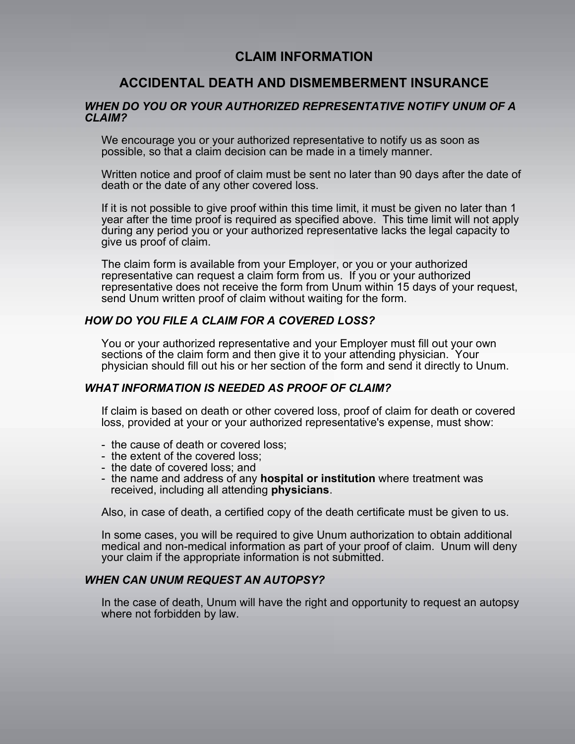# CLAIM INFORMATION

## ACCIDENTAL DEATH AND DISMEMBERMENT INSURANCE

### *WHEN DO YOU OR YOUR AUTHORIZED REPRESENTATIVE NOTIFY UNUM OF A CLAIM?*

We encourage you or your authorized representative to notify us as soon as possible, so that a claim decision can be made in a timely manner.

Written notice and proof of claim must be sent no later than 90 days after the date of death or the date of any other covered loss.

If it is not possible to give proof within this time limit, it must be given no later than 1 year after the time proof is required as specified above. This time limit will not apply during any period you or your authorized representative lacks the legal capacity to give us proof of claim.

The claim form is available from your Employer, or you or your authorized representative can request a claim form from us. If you or your authorized representative does not receive the form from Unum within 15 days of your request, send Unum written proof of claim without waiting for the form.

### *HOW DO YOU FILE A CLAIM FOR A COVERED LOSS?*

You or your authorized representative and your Employer must fill out your own sections of the claim form and then give it to your attending physician. Your physician should fill out his or her section of the form and send it directly to Unum.

### *WHAT INFORMATION IS NEEDED AS PROOF OF CLAIM?*

If claim is based on death or other covered loss, proof of claim for death or covered loss, provided at your or your authorized representative's expense, must show:

- the cause of death or covered loss;
- the extent of the covered loss;
- the date of covered loss; and
- the name and address of any **hospital or institution** where treatment was received, including all attending **physicians**.

Also, in case of death, a certified copy of the death certificate must be given to us.

In some cases, you will be required to give Unum authorization to obtain additional medical and non-medical information as part of your proof of claim. Unum will deny your claim if the appropriate information is not submitted.

### *WHEN CAN UNUM REQUEST AN AUTOPSY?*

In the case of death, Unum will have the right and opportunity to request an autopsy where not forbidden by law.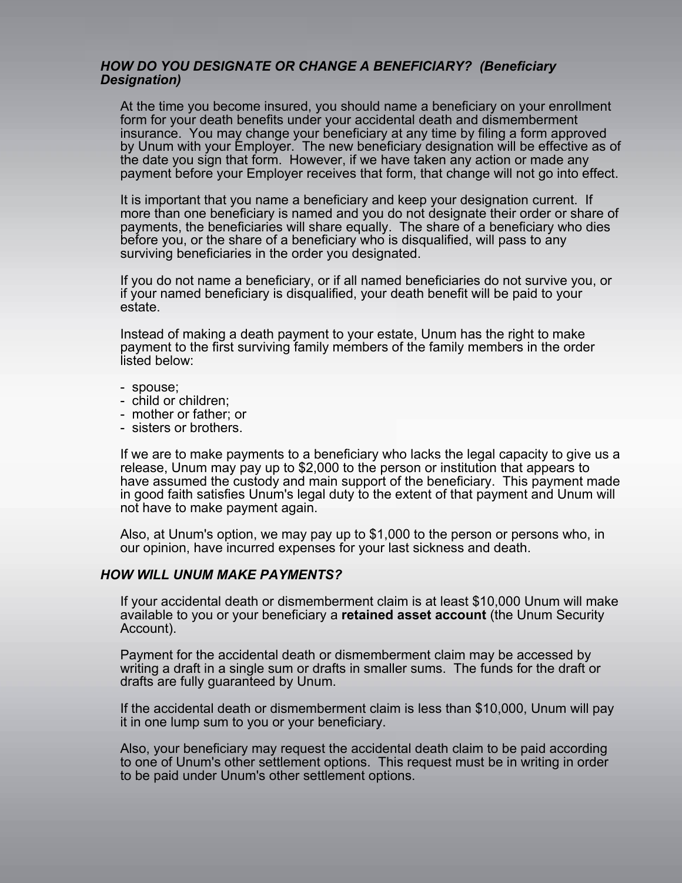### *HOW DO YOU DESIGNATE OR CHANGE A BENEFICIARY? (Beneficiary Designation)*

At the time you become insured, you should name a beneficiary on your enrollment form for your death benefits under your accidental death and dismemberment insurance. You may change your beneficiary at any time by filing a form approved by Unum with your Employer. The new beneficiary designation will be effective as of the date you sign that form. However, if we have taken any action or made any payment before your Employer receives that form, that change will not go into effect.

It is important that you name a beneficiary and keep your designation current. If more than one beneficiary is named and you do not designate their order or share of payments, the beneficiaries will share equally. The share of a beneficiary who dies before you, or the share of a beneficiary who is disqualified, will pass to any surviving beneficiaries in the order you designated.

If you do not name a beneficiary, or if all named beneficiaries do not survive you, or if your named beneficiary is disqualified, your death benefit will be paid to your estate.

Instead of making a death payment to your estate, Unum has the right to make payment to the first surviving family members of the family members in the order listed below:

- spouse;
- child or children;
- mother or father; or
- sisters or brothers.

If we are to make payments to a beneficiary who lacks the legal capacity to give us a release, Unum may pay up to $2,000 to the person or institution that appears to have assumed the custody and main support of the beneficiary. This payment made in good faith satisfies Unum's legal duty to the extent of that payment and Unum will not have to make payment again.

Also, at Unum's option, we may pay up to $1,000 to the person or persons who, in our opinion, have incurred expenses for your last sickness and death.

### *HOW WILL UNUM MAKE PAYMENTS?*

If your accidental death or dismemberment claim is at least $10,000 Unum will make available to you or your beneficiary a **retained asset account** (the Unum Security Account).

Payment for the accidental death or dismemberment claim may be accessed by writing a draft in a single sum or drafts in smaller sums. The funds for the draft or drafts are fully guaranteed by Unum.

If the accidental death or dismemberment claim is less than $10,000, Unum will pay it in one lump sum to you or your beneficiary.

Also, your beneficiary may request the accidental death claim to be paid according to one of Unum's other settlement options. This request must be in writing in order to be paid under Unum's other settlement options.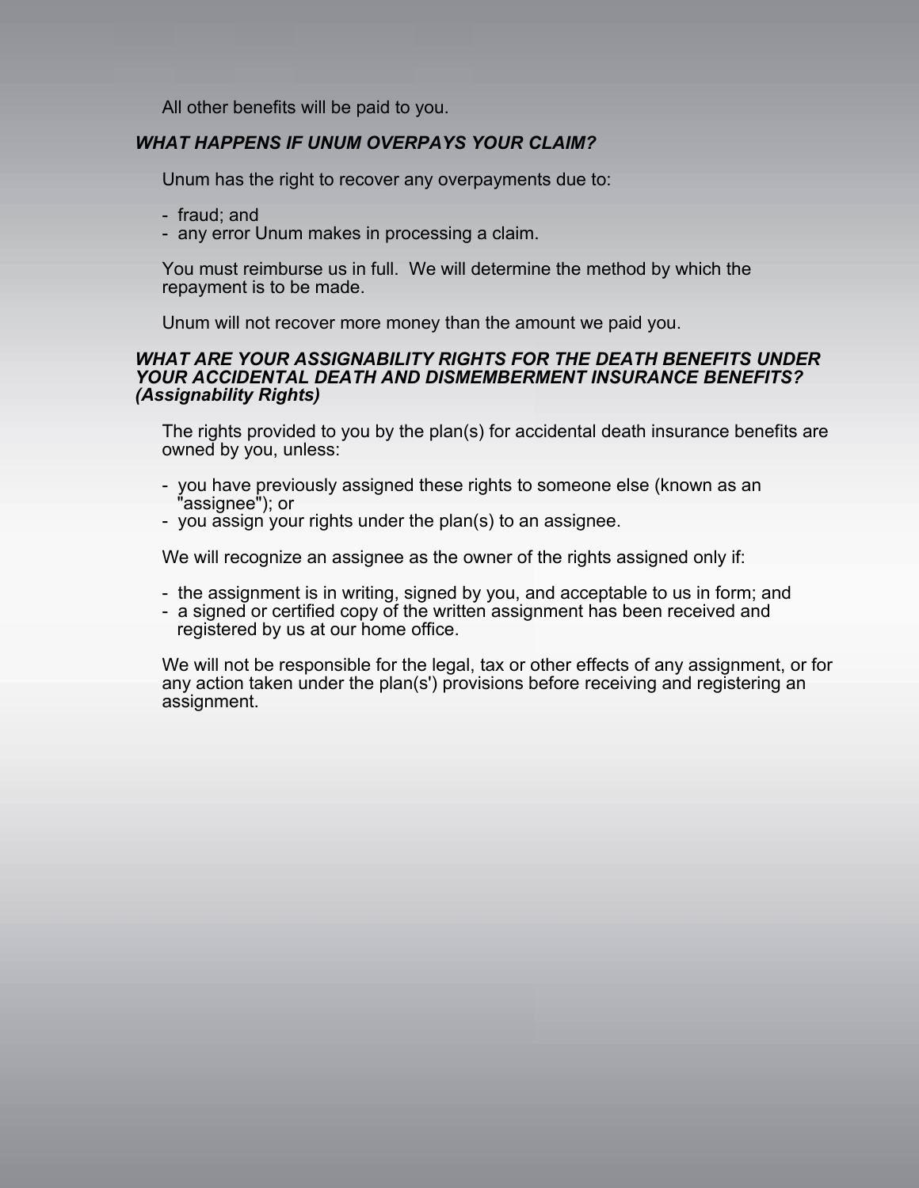All other benefits will be paid to you.

***WHAT HAPPENS IF UNUM OVERPAYS YOUR CLAIM?***

Unum has the right to recover any overpayments due to:

- fraud; and
- any error Unum makes in processing a claim.

You must reimburse us in full. We will determine the method by which the repayment is to be made.

Unum will not recover more money than the amount we paid you.

***WHAT ARE YOUR ASSIGNABILITY RIGHTS FOR THE DEATH BENEFITS UNDER YOUR ACCIDENTAL DEATH AND DISMEMBERMENT INSURANCE BENEFITS? (Assignability Rights)***

The rights provided to you by the plan(s) for accidental death insurance benefits are owned by you, unless:

- you have previously assigned these rights to someone else (known as an "assignee"); or
- you assign your rights under the plan(s) to an assignee.

We will recognize an assignee as the owner of the rights assigned only if:

- the assignment is in writing, signed by you, and acceptable to us in form; and
- a signed or certified copy of the written assignment has been received and registered by us at our home office.

We will not be responsible for the legal, tax or other effects of any assignment, or for any action taken under the plan(s') provisions before receiving and registering an assignment.